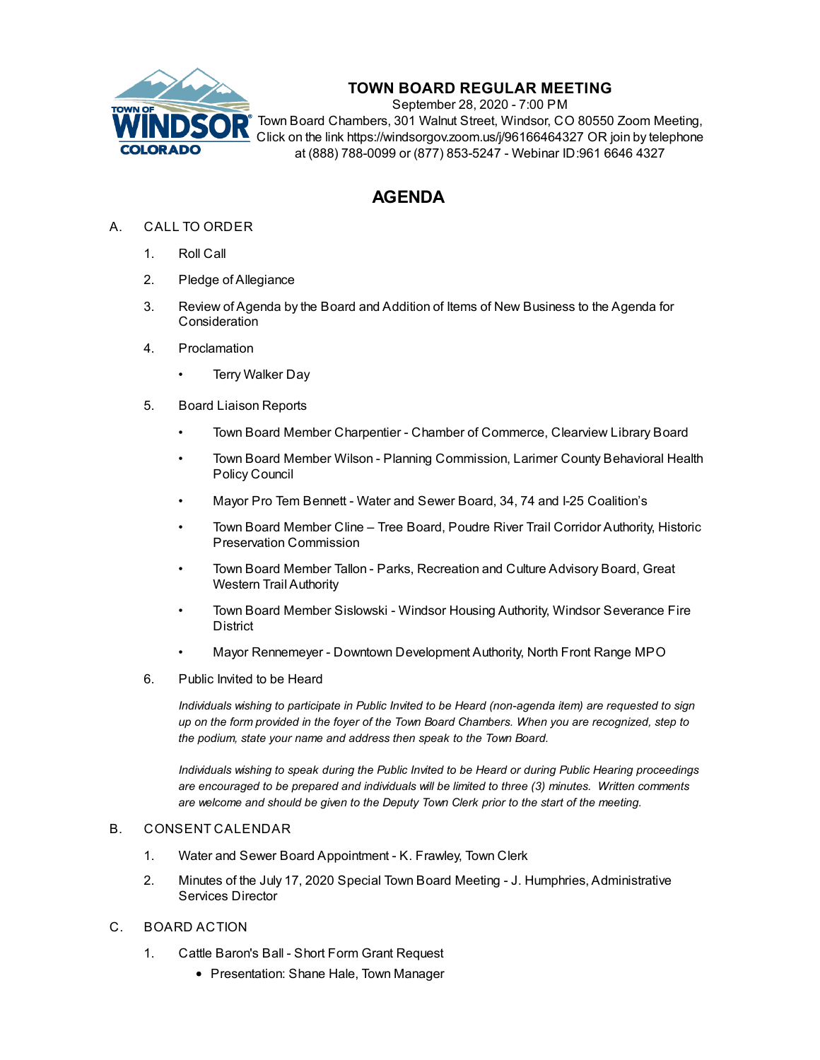# TOWN BOARD REGULAR MEETING

September 28, 2020 - 7:00 PM
Town Board Chambers, 301 Walnut Street, Windsor, CO 80550 Zoom Meeting, Click on the link https://windsorgov.zoom.us/j/96166464327 OR join by telephone at (888) 788-0099 or (877) 853-5247 - Webinar ID:961 6646 4327

## AGENDA

A. CALL TO ORDER

1. Roll Call
2. Pledge of Allegiance
3. Review of Agenda by the Board and Addition of Items of New Business to the Agenda for Consideration
4. Proclamation
   - Terry Walker Day
5. Board Liaison Reports
   - Town Board Member Charpentier - Chamber of Commerce, Clearview Library Board
   - Town Board Member Wilson - Planning Commission, Larimer County Behavioral Health Policy Council
   - Mayor Pro Tem Bennett - Water and Sewer Board, 34, 74 and I-25 Coalition's
   - Town Board Member Cline – Tree Board, Poudre River Trail Corridor Authority, Historic Preservation Commission
   - Town Board Member Tallon - Parks, Recreation and Culture Advisory Board, Great Western Trail Authority
   - Town Board Member Sislowski - Windsor Housing Authority, Windsor Severance Fire District
   - Mayor Rennemeyer - Downtown Development Authority, North Front Range MPO
6. Public Invited to be Heard

   *Individuals wishing to participate in Public Invited to be Heard (non-agenda item) are requested to sign up on the form provided in the foyer of the Town Board Chambers. When you are recognized, step to the podium, state your name and address then speak to the Town Board.*

   *Individuals wishing to speak during the Public Invited to be Heard or during Public Hearing proceedings are encouraged to be prepared and individuals will be limited to three (3) minutes. Written comments are welcome and should be given to the Deputy Town Clerk prior to the start of the meeting.*

B. CONSENT CALENDAR

1. Water and Sewer Board Appointment - K. Frawley, Town Clerk
2. Minutes of the July 17, 2020 Special Town Board Meeting - J. Humphries, Administrative Services Director

C. BOARD ACTION

1. Cattle Baron's Ball - Short Form Grant Request
   - Presentation: Shane Hale, Town Manager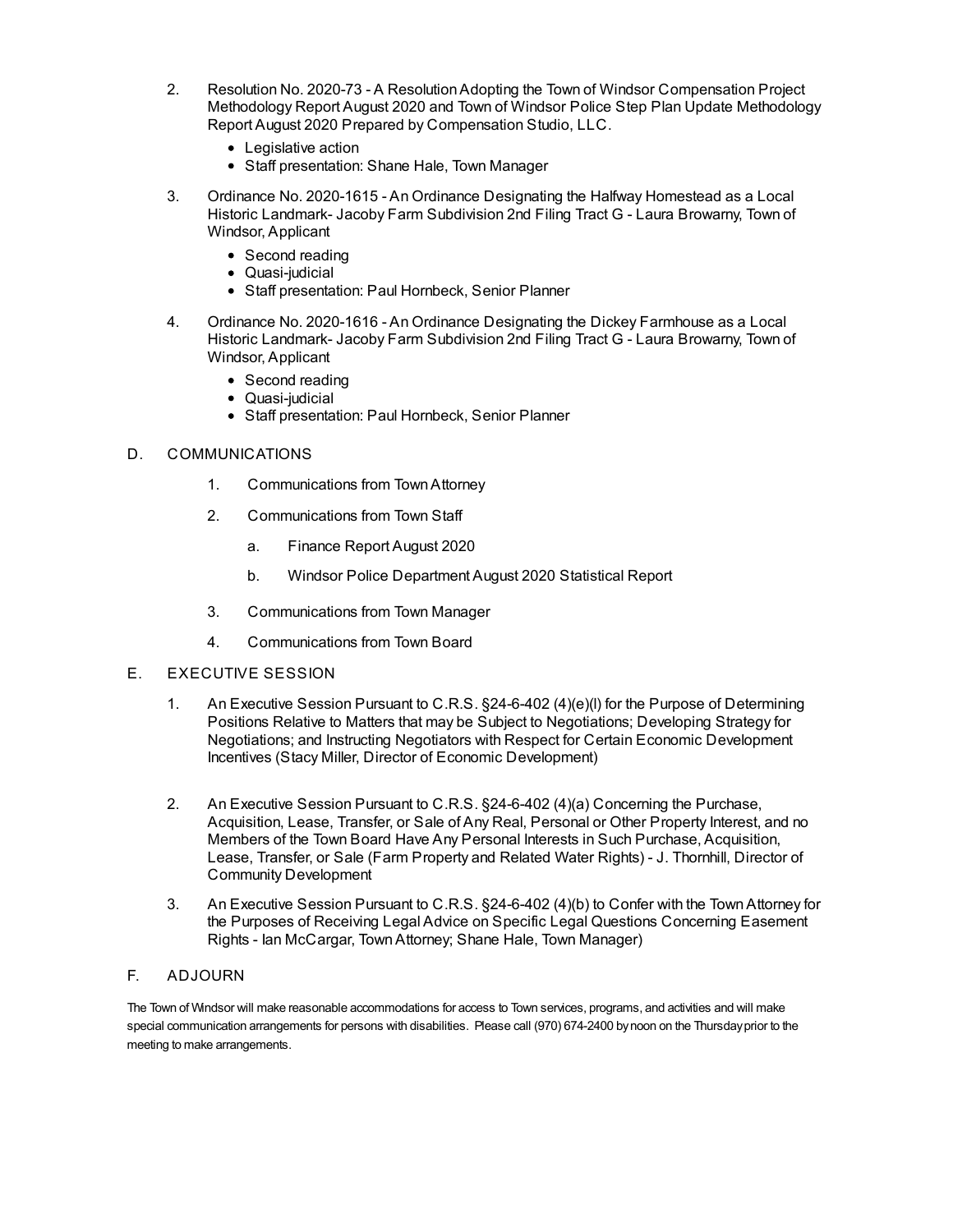2. Resolution No. 2020-73 - A Resolution Adopting the Town of Windsor Compensation Project Methodology Report August 2020 and Town of Windsor Police Step Plan Update Methodology Report August 2020 Prepared by Compensation Studio, LLC.
   - Legislative action
   - Staff presentation: Shane Hale, Town Manager

3. Ordinance No. 2020-1615 - An Ordinance Designating the Halfway Homestead as a Local Historic Landmark- Jacoby Farm Subdivision 2nd Filing Tract G - Laura Browarny, Town of Windsor, Applicant
   - Second reading
   - Quasi-judicial
   - Staff presentation: Paul Hornbeck, Senior Planner

4. Ordinance No. 2020-1616 - An Ordinance Designating the Dickey Farmhouse as a Local Historic Landmark- Jacoby Farm Subdivision 2nd Filing Tract G - Laura Browarny, Town of Windsor, Applicant
   - Second reading
   - Quasi-judicial
   - Staff presentation: Paul Hornbeck, Senior Planner

D. COMMUNICATIONS

1. Communications from Town Attorney
2. Communications from Town Staff
   a. Finance Report August 2020
   b. Windsor Police Department August 2020 Statistical Report
3. Communications from Town Manager
4. Communications from Town Board

E. EXECUTIVE SESSION

1. An Executive Session Pursuant to C.R.S. §24-6-402 (4)(e)(l) for the Purpose of Determining Positions Relative to Matters that may be Subject to Negotiations; Developing Strategy for Negotiations; and Instructing Negotiators with Respect for Certain Economic Development Incentives (Stacy Miller, Director of Economic Development)

2. An Executive Session Pursuant to C.R.S. §24-6-402 (4)(a) Concerning the Purchase, Acquisition, Lease, Transfer, or Sale of Any Real, Personal or Other Property Interest, and no Members of the Town Board Have Any Personal Interests in Such Purchase, Acquisition, Lease, Transfer, or Sale (Farm Property and Related Water Rights) - J. Thornhill, Director of Community Development

3. An Executive Session Pursuant to C.R.S. §24-6-402 (4)(b) to Confer with the Town Attorney for the Purposes of Receiving Legal Advice on Specific Legal Questions Concerning Easement Rights - Ian McCargar, Town Attorney; Shane Hale, Town Manager)

F. ADJOURN

The Town of Windsor will make reasonable accommodations for access to Town services, programs, and activities and will make special communication arrangements for persons with disabilities. Please call (970) 674-2400 by noon on the Thursday prior to the meeting to make arrangements.